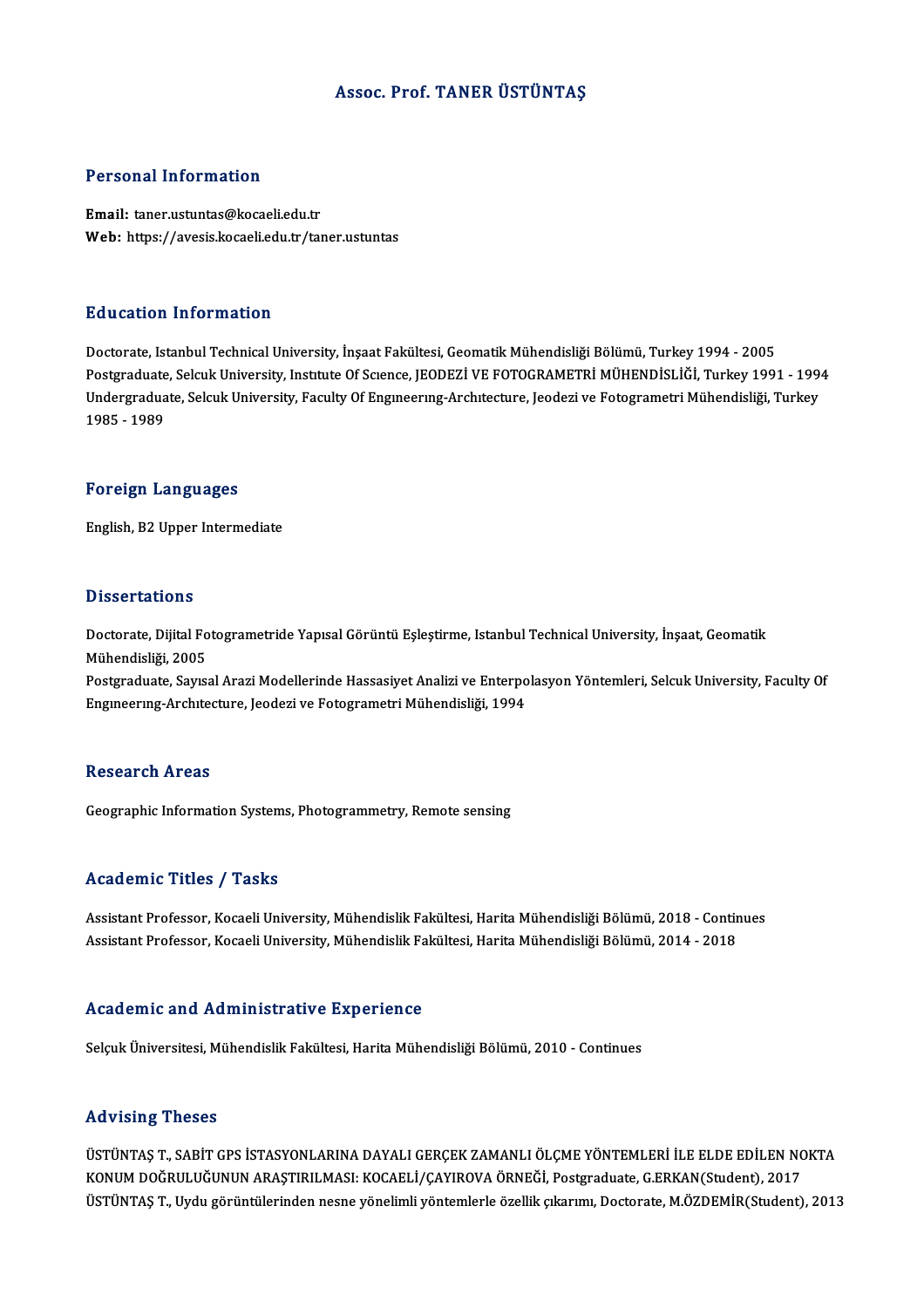# Assoc. Prof. TANER ÜSTÜNTAŞ

## Personal Information

**Email:** taner.ustuntas@kocaeli.edu.tr
**Web:** https://avesis.kocaeli.edu.tr/taner.ustuntas

## Education Information

Doctorate, Istanbul Technical University, İnşaat Fakültesi, Geomatik Mühendisliği Bölümü, Turkey 1994 - 2005
Postgraduate, Selcuk University, Institute Of Science, JEODEZİ VE FOTOGRAMETRİ MÜHENDİSLİĞİ, Turkey 1991 - 1994
Undergraduate, Selcuk University, Faculty Of Engineering-Architecture, Jeodezi ve Fotogrametri Mühendisliği, Turkey 1985 - 1989

## Foreign Languages

English, B2 Upper Intermediate

## Dissertations

Doctorate, Dijital Fotogrametride Yapısal Görüntü Eşleştirme, Istanbul Technical University, İnşaat, Geomatik Mühendisliği, 2005
Postgraduate, Sayısal Arazi Modellerinde Hassasiyet Analizi ve Enterpolasyon Yöntemleri, Selcuk University, Faculty Of Engineering-Architecture, Jeodezi ve Fotogrametri Mühendisliği, 1994

## Research Areas

Geographic Information Systems, Photogrammetry, Remote sensing

## Academic Titles / Tasks

Assistant Professor, Kocaeli University, Mühendislik Fakültesi, Harita Mühendisliği Bölümü, 2018 - Continues
Assistant Professor, Kocaeli University, Mühendislik Fakültesi, Harita Mühendisliği Bölümü, 2014 - 2018

## Academic and Administrative Experience

Selçuk Üniversitesi, Mühendislik Fakültesi, Harita Mühendisliği Bölümü, 2010 - Continues

## Advising Theses

ÜSTÜNTAŞ T., SABİT GPS İSTASYONLARINA DAYALI GERÇEK ZAMANLI ÖLÇME YÖNTEMLERİ İLE ELDE EDİLEN NOKTA KONUM DOĞRULUĞUNUN ARAŞTIRILMASI: KOCAELİ/ÇAYIROVA ÖRNEĞİ, Postgraduate, G.ERKAN(Student), 2017
ÜSTÜNTAŞ T., Uydu görüntülerinden nesne yönelimli yöntemlerle özellik çıkarımı, Doctorate, M.ÖZDEMİR(Student), 2013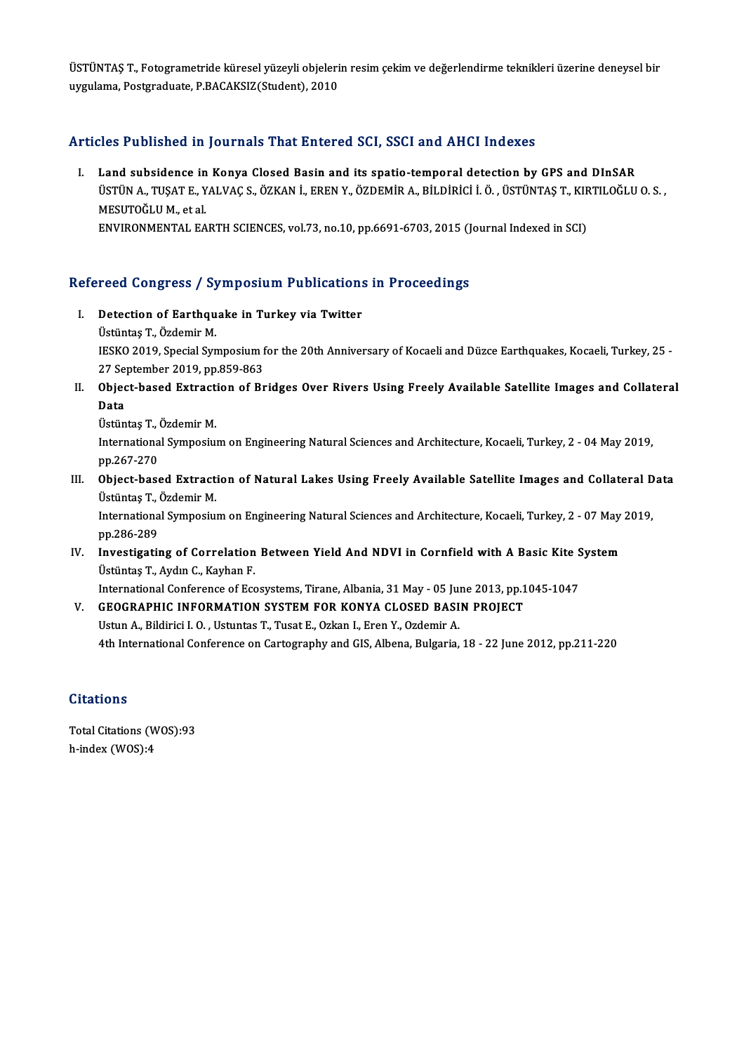ÜSTÜNTAŞ T., Fotogrametride küresel yüzeyli objelerin resim çekim ve değerlendirme teknikleri üzerine deneysel bir uygulama, Postgraduate, P.BACAKSIZ(Student), 2010

## Articles Published in Journals That Entered SCI, SSCI and AHCI Indexes

I. **Land subsidence in Konya Closed Basin and its spatio-temporal detection by GPS and DInSAR**
   ÜSTÜN A., TUŞAT E., YALVAÇ S., ÖZKAN İ., EREN Y., ÖZDEMİR A., BİLDİRİCİ İ. Ö. , ÜSTÜNTAŞ T., KIRTILOĞLU O. S. , MESUTOĞLU M., et al.
   ENVIRONMENTAL EARTH SCIENCES, vol.73, no.10, pp.6691-6703, 2015 (Journal Indexed in SCI)

## Refereed Congress / Symposium Publications in Proceedings

I. **Detection of Earthquake in Turkey via Twitter**
   Üstüntaş T., Özdemir M.
   IESKO 2019, Special Symposium for the 20th Anniversary of Kocaeli and Düzce Earthquakes, Kocaeli, Turkey, 25 - 27 September 2019, pp.859-863
II. **Object-based Extraction of Bridges Over Rivers Using Freely Available Satellite Images and Collateral Data**
   Üstüntaş T., Özdemir M.
   International Symposium on Engineering Natural Sciences and Architecture, Kocaeli, Turkey, 2 - 04 May 2019, pp.267-270
III. **Object-based Extraction of Natural Lakes Using Freely Available Satellite Images and Collateral Data**
   Üstüntaş T., Özdemir M.
   International Symposium on Engineering Natural Sciences and Architecture, Kocaeli, Turkey, 2 - 07 May 2019, pp.286-289
IV. **Investigating of Correlation Between Yield And NDVI in Cornfield with A Basic Kite System**
   Üstüntaş T., Aydın C., Kayhan F.
   International Conference of Ecosystems, Tirane, Albania, 31 May - 05 June 2013, pp.1045-1047
V. **GEOGRAPHIC INFORMATION SYSTEM FOR KONYA CLOSED BASIN PROJECT**
   Ustun A., Bildirici I. O. , Ustuntas T., Tusat E., Ozkan I., Eren Y., Ozdemir A.
   4th International Conference on Cartography and GIS, Albena, Bulgaria, 18 - 22 June 2012, pp.211-220

## Citations

Total Citations (WOS):93
h-index (WOS):4